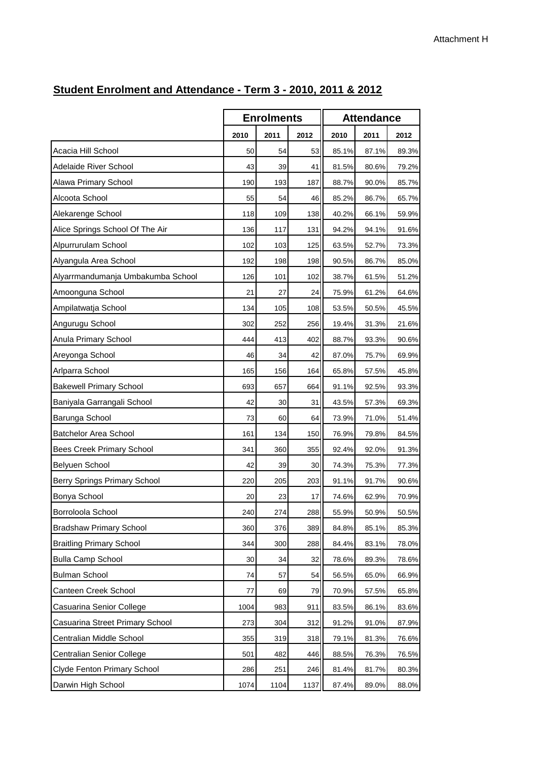Attachment H

## Student Enrolment and Attendance - Term 3 - 2010, 2011 & 2012

| | Enrolments | | | Attendance | | |
|---|---|---|---|---|---|---|
| | 2010 | 2011 | 2012 | 2010 | 2011 | 2012 |
| Acacia Hill School | 50 | 54 | 53 | 85.1% | 87.1% | 89.3% |
| Adelaide River School | 43 | 39 | 41 | 81.5% | 80.6% | 79.2% |
| Alawa Primary School | 190 | 193 | 187 | 88.7% | 90.0% | 85.7% |
| Alcoota School | 55 | 54 | 46 | 85.2% | 86.7% | 65.7% |
| Alekarenge School | 118 | 109 | 138 | 40.2% | 66.1% | 59.9% |
| Alice Springs School Of The Air | 136 | 117 | 131 | 94.2% | 94.1% | 91.6% |
| Alpurrurulam School | 102 | 103 | 125 | 63.5% | 52.7% | 73.3% |
| Alyangula Area School | 192 | 198 | 198 | 90.5% | 86.7% | 85.0% |
| Alyarrmandumanja Umbakumba School | 126 | 101 | 102 | 38.7% | 61.5% | 51.2% |
| Amoonguna School | 21 | 27 | 24 | 75.9% | 61.2% | 64.6% |
| Ampilatwatja School | 134 | 105 | 108 | 53.5% | 50.5% | 45.5% |
| Angurugu School | 302 | 252 | 256 | 19.4% | 31.3% | 21.6% |
| Anula Primary School | 444 | 413 | 402 | 88.7% | 93.3% | 90.6% |
| Areyonga School | 46 | 34 | 42 | 87.0% | 75.7% | 69.9% |
| Arlparra School | 165 | 156 | 164 | 65.8% | 57.5% | 45.8% |
| Bakewell Primary School | 693 | 657 | 664 | 91.1% | 92.5% | 93.3% |
| Baniyala Garrangali School | 42 | 30 | 31 | 43.5% | 57.3% | 69.3% |
| Barunga School | 73 | 60 | 64 | 73.9% | 71.0% | 51.4% |
| Batchelor Area School | 161 | 134 | 150 | 76.9% | 79.8% | 84.5% |
| Bees Creek Primary School | 341 | 360 | 355 | 92.4% | 92.0% | 91.3% |
| Belyuen School | 42 | 39 | 30 | 74.3% | 75.3% | 77.3% |
| Berry Springs Primary School | 220 | 205 | 203 | 91.1% | 91.7% | 90.6% |
| Bonya School | 20 | 23 | 17 | 74.6% | 62.9% | 70.9% |
| Borroloola School | 240 | 274 | 288 | 55.9% | 50.9% | 50.5% |
| Bradshaw Primary School | 360 | 376 | 389 | 84.8% | 85.1% | 85.3% |
| Braitling Primary School | 344 | 300 | 288 | 84.4% | 83.1% | 78.0% |
| Bulla Camp School | 30 | 34 | 32 | 78.6% | 89.3% | 78.6% |
| Bulman School | 74 | 57 | 54 | 56.5% | 65.0% | 66.9% |
| Canteen Creek School | 77 | 69 | 79 | 70.9% | 57.5% | 65.8% |
| Casuarina Senior College | 1004 | 983 | 911 | 83.5% | 86.1% | 83.6% |
| Casuarina Street Primary School | 273 | 304 | 312 | 91.2% | 91.0% | 87.9% |
| Centralian Middle School | 355 | 319 | 318 | 79.1% | 81.3% | 76.6% |
| Centralian Senior College | 501 | 482 | 446 | 88.5% | 76.3% | 76.5% |
| Clyde Fenton Primary School | 286 | 251 | 246 | 81.4% | 81.7% | 80.3% |
| Darwin High School | 1074 | 1104 | 1137 | 87.4% | 89.0% | 88.0% |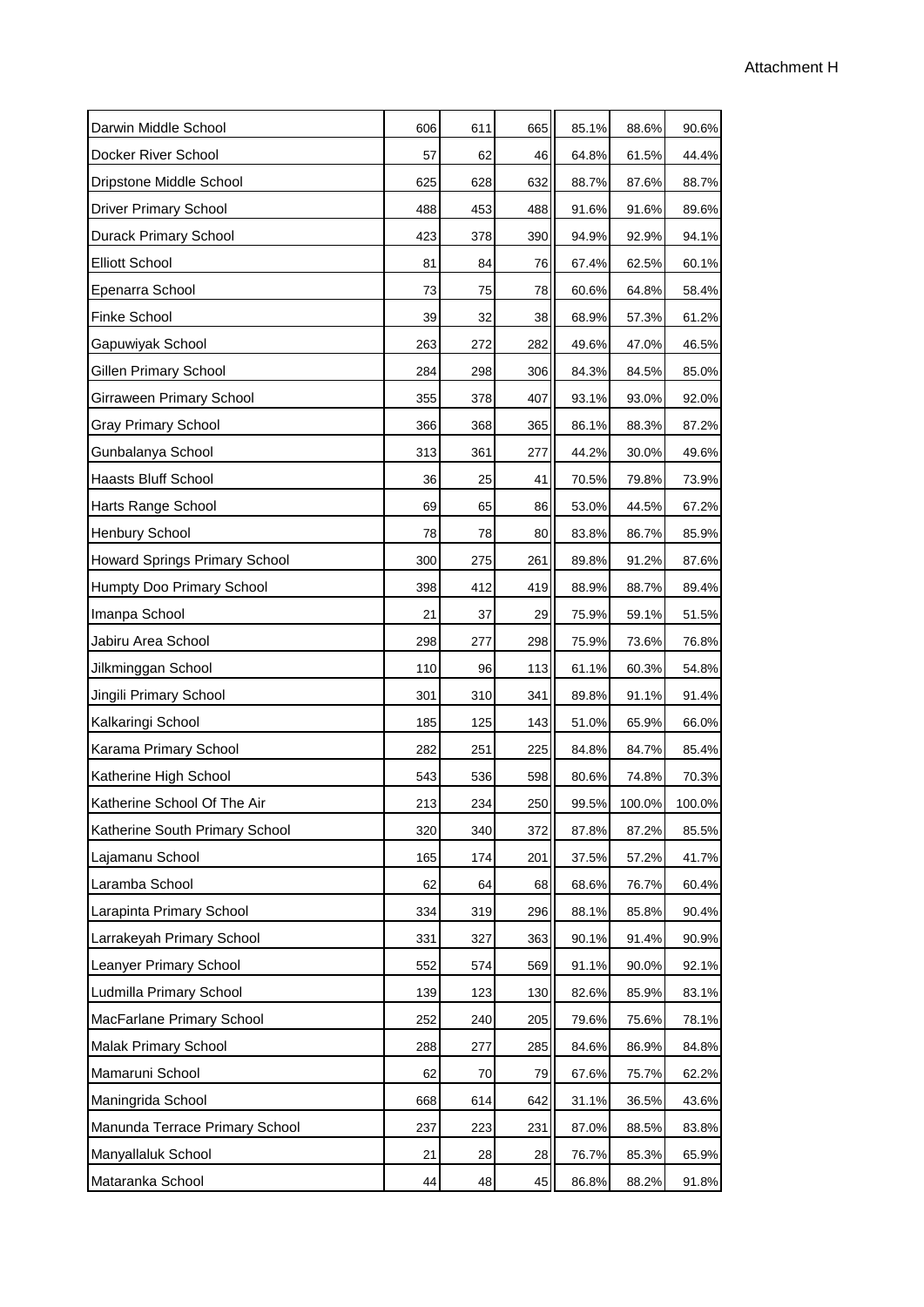Attachment H

| | | | | | | |
|---|---|---|---|---|---|---|
| Darwin Middle School | 606 | 611 | 665 | 85.1% | 88.6% | 90.6% |
| Docker River School | 57 | 62 | 46 | 64.8% | 61.5% | 44.4% |
| Dripstone Middle School | 625 | 628 | 632 | 88.7% | 87.6% | 88.7% |
| Driver Primary School | 488 | 453 | 488 | 91.6% | 91.6% | 89.6% |
| Durack Primary School | 423 | 378 | 390 | 94.9% | 92.9% | 94.1% |
| Elliott School | 81 | 84 | 76 | 67.4% | 62.5% | 60.1% |
| Epenarra School | 73 | 75 | 78 | 60.6% | 64.8% | 58.4% |
| Finke School | 39 | 32 | 38 | 68.9% | 57.3% | 61.2% |
| Gapuwiyak School | 263 | 272 | 282 | 49.6% | 47.0% | 46.5% |
| Gillen Primary School | 284 | 298 | 306 | 84.3% | 84.5% | 85.0% |
| Girraween Primary School | 355 | 378 | 407 | 93.1% | 93.0% | 92.0% |
| Gray Primary School | 366 | 368 | 365 | 86.1% | 88.3% | 87.2% |
| Gunbalanya School | 313 | 361 | 277 | 44.2% | 30.0% | 49.6% |
| Haasts Bluff School | 36 | 25 | 41 | 70.5% | 79.8% | 73.9% |
| Harts Range School | 69 | 65 | 86 | 53.0% | 44.5% | 67.2% |
| Henbury School | 78 | 78 | 80 | 83.8% | 86.7% | 85.9% |
| Howard Springs Primary School | 300 | 275 | 261 | 89.8% | 91.2% | 87.6% |
| Humpty Doo Primary School | 398 | 412 | 419 | 88.9% | 88.7% | 89.4% |
| Imanpa School | 21 | 37 | 29 | 75.9% | 59.1% | 51.5% |
| Jabiru Area School | 298 | 277 | 298 | 75.9% | 73.6% | 76.8% |
| Jilkminggan School | 110 | 96 | 113 | 61.1% | 60.3% | 54.8% |
| Jingili Primary School | 301 | 310 | 341 | 89.8% | 91.1% | 91.4% |
| Kalkaringi School | 185 | 125 | 143 | 51.0% | 65.9% | 66.0% |
| Karama Primary School | 282 | 251 | 225 | 84.8% | 84.7% | 85.4% |
| Katherine High School | 543 | 536 | 598 | 80.6% | 74.8% | 70.3% |
| Katherine School Of The Air | 213 | 234 | 250 | 99.5% | 100.0% | 100.0% |
| Katherine South Primary School | 320 | 340 | 372 | 87.8% | 87.2% | 85.5% |
| Lajamanu School | 165 | 174 | 201 | 37.5% | 57.2% | 41.7% |
| Laramba School | 62 | 64 | 68 | 68.6% | 76.7% | 60.4% |
| Larapinta Primary School | 334 | 319 | 296 | 88.1% | 85.8% | 90.4% |
| Larrakeyah Primary School | 331 | 327 | 363 | 90.1% | 91.4% | 90.9% |
| Leanyer Primary School | 552 | 574 | 569 | 91.1% | 90.0% | 92.1% |
| Ludmilla Primary School | 139 | 123 | 130 | 82.6% | 85.9% | 83.1% |
| MacFarlane Primary School | 252 | 240 | 205 | 79.6% | 75.6% | 78.1% |
| Malak Primary School | 288 | 277 | 285 | 84.6% | 86.9% | 84.8% |
| Mamaruni School | 62 | 70 | 79 | 67.6% | 75.7% | 62.2% |
| Maningrida School | 668 | 614 | 642 | 31.1% | 36.5% | 43.6% |
| Manunda Terrace Primary School | 237 | 223 | 231 | 87.0% | 88.5% | 83.8% |
| Manyallaluk School | 21 | 28 | 28 | 76.7% | 85.3% | 65.9% |
| Mataranka School | 44 | 48 | 45 | 86.8% | 88.2% | 91.8% |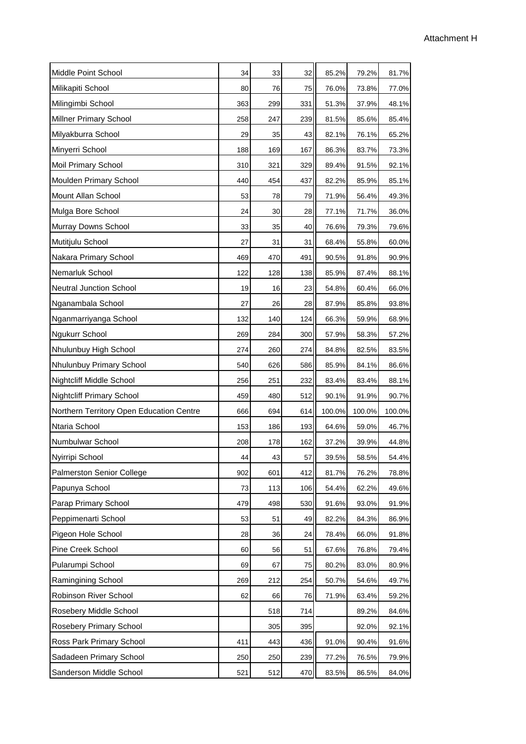| | | | | | | |
|---|---|---|---|---|---|---|
| Middle Point School | 34 | 33 | 32 | 85.2% | 79.2% | 81.7% |
| Milikapiti School | 80 | 76 | 75 | 76.0% | 73.8% | 77.0% |
| Milingimbi School | 363 | 299 | 331 | 51.3% | 37.9% | 48.1% |
| Millner Primary School | 258 | 247 | 239 | 81.5% | 85.6% | 85.4% |
| Milyakburra School | 29 | 35 | 43 | 82.1% | 76.1% | 65.2% |
| Minyerri School | 188 | 169 | 167 | 86.3% | 83.7% | 73.3% |
| Moil Primary School | 310 | 321 | 329 | 89.4% | 91.5% | 92.1% |
| Moulden Primary School | 440 | 454 | 437 | 82.2% | 85.9% | 85.1% |
| Mount Allan School | 53 | 78 | 79 | 71.9% | 56.4% | 49.3% |
| Mulga Bore School | 24 | 30 | 28 | 77.1% | 71.7% | 36.0% |
| Murray Downs School | 33 | 35 | 40 | 76.6% | 79.3% | 79.6% |
| Mutitjulu School | 27 | 31 | 31 | 68.4% | 55.8% | 60.0% |
| Nakara Primary School | 469 | 470 | 491 | 90.5% | 91.8% | 90.9% |
| Nemarluk School | 122 | 128 | 138 | 85.9% | 87.4% | 88.1% |
| Neutral Junction School | 19 | 16 | 23 | 54.8% | 60.4% | 66.0% |
| Nganambala School | 27 | 26 | 28 | 87.9% | 85.8% | 93.8% |
| Nganmarriyanga School | 132 | 140 | 124 | 66.3% | 59.9% | 68.9% |
| Ngukurr School | 269 | 284 | 300 | 57.9% | 58.3% | 57.2% |
| Nhulunbuy High School | 274 | 260 | 274 | 84.8% | 82.5% | 83.5% |
| Nhulunbuy Primary School | 540 | 626 | 586 | 85.9% | 84.1% | 86.6% |
| Nightcliff Middle School | 256 | 251 | 232 | 83.4% | 83.4% | 88.1% |
| Nightcliff Primary School | 459 | 480 | 512 | 90.1% | 91.9% | 90.7% |
| Northern Territory Open Education Centre | 666 | 694 | 614 | 100.0% | 100.0% | 100.0% |
| Ntaria School | 153 | 186 | 193 | 64.6% | 59.0% | 46.7% |
| Numbulwar School | 208 | 178 | 162 | 37.2% | 39.9% | 44.8% |
| Nyirripi School | 44 | 43 | 57 | 39.5% | 58.5% | 54.4% |
| Palmerston Senior College | 902 | 601 | 412 | 81.7% | 76.2% | 78.8% |
| Papunya School | 73 | 113 | 106 | 54.4% | 62.2% | 49.6% |
| Parap Primary School | 479 | 498 | 530 | 91.6% | 93.0% | 91.9% |
| Peppimenarti School | 53 | 51 | 49 | 82.2% | 84.3% | 86.9% |
| Pigeon Hole School | 28 | 36 | 24 | 78.4% | 66.0% | 91.8% |
| Pine Creek School | 60 | 56 | 51 | 67.6% | 76.8% | 79.4% |
| Pularumpi School | 69 | 67 | 75 | 80.2% | 83.0% | 80.9% |
| Ramingining School | 269 | 212 | 254 | 50.7% | 54.6% | 49.7% |
| Robinson River School | 62 | 66 | 76 | 71.9% | 63.4% | 59.2% |
| Rosebery Middle School | | 518 | 714 | | 89.2% | 84.6% |
| Rosebery Primary School | | 305 | 395 | | 92.0% | 92.1% |
| Ross Park Primary School | 411 | 443 | 436 | 91.0% | 90.4% | 91.6% |
| Sadadeen Primary School | 250 | 250 | 239 | 77.2% | 76.5% | 79.9% |
| Sanderson Middle School | 521 | 512 | 470 | 83.5% | 86.5% | 84.0% |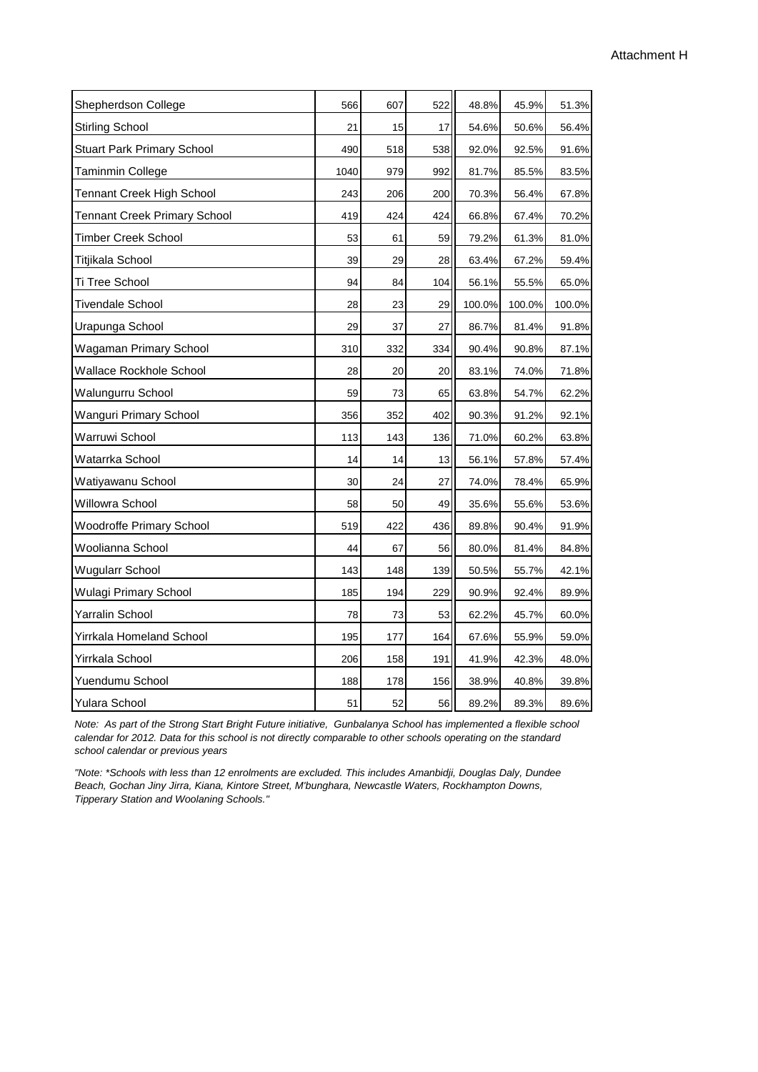Attachment H

| | | | | | | |
|---|---|---|---|---|---|---|
| Shepherdson College | 566 | 607 | 522 | 48.8% | 45.9% | 51.3% |
| Stirling School | 21 | 15 | 17 | 54.6% | 50.6% | 56.4% |
| Stuart Park Primary School | 490 | 518 | 538 | 92.0% | 92.5% | 91.6% |
| Taminmin College | 1040 | 979 | 992 | 81.7% | 85.5% | 83.5% |
| Tennant Creek High School | 243 | 206 | 200 | 70.3% | 56.4% | 67.8% |
| Tennant Creek Primary School | 419 | 424 | 424 | 66.8% | 67.4% | 70.2% |
| Timber Creek School | 53 | 61 | 59 | 79.2% | 61.3% | 81.0% |
| Titjikala School | 39 | 29 | 28 | 63.4% | 67.2% | 59.4% |
| Ti Tree School | 94 | 84 | 104 | 56.1% | 55.5% | 65.0% |
| Tivendale School | 28 | 23 | 29 | 100.0% | 100.0% | 100.0% |
| Urapunga School | 29 | 37 | 27 | 86.7% | 81.4% | 91.8% |
| Wagaman Primary School | 310 | 332 | 334 | 90.4% | 90.8% | 87.1% |
| Wallace Rockhole School | 28 | 20 | 20 | 83.1% | 74.0% | 71.8% |
| Walungurru School | 59 | 73 | 65 | 63.8% | 54.7% | 62.2% |
| Wanguri Primary School | 356 | 352 | 402 | 90.3% | 91.2% | 92.1% |
| Warruwi School | 113 | 143 | 136 | 71.0% | 60.2% | 63.8% |
| Watarrka School | 14 | 14 | 13 | 56.1% | 57.8% | 57.4% |
| Watiyawanu School | 30 | 24 | 27 | 74.0% | 78.4% | 65.9% |
| Willowra School | 58 | 50 | 49 | 35.6% | 55.6% | 53.6% |
| Woodroffe Primary School | 519 | 422 | 436 | 89.8% | 90.4% | 91.9% |
| Woolianna School | 44 | 67 | 56 | 80.0% | 81.4% | 84.8% |
| Wugularr School | 143 | 148 | 139 | 50.5% | 55.7% | 42.1% |
| Wulagi Primary School | 185 | 194 | 229 | 90.9% | 92.4% | 89.9% |
| Yarralin School | 78 | 73 | 53 | 62.2% | 45.7% | 60.0% |
| Yirrkala Homeland School | 195 | 177 | 164 | 67.6% | 55.9% | 59.0% |
| Yirrkala School | 206 | 158 | 191 | 41.9% | 42.3% | 48.0% |
| Yuendumu School | 188 | 178 | 156 | 38.9% | 40.8% | 39.8% |
| Yulara School | 51 | 52 | 56 | 89.2% | 89.3% | 89.6% |

*Note: As part of the Strong Start Bright Future initiative, Gunbalanya School has implemented a flexible school calendar for 2012. Data for this school is not directly comparable to other schools operating on the standard school calendar or previous years*

*"Note: *Schools with less than 12 enrolments are excluded. This includes Amanbidji, Douglas Daly, Dundee Beach, Gochan Jiny Jirra, Kiana, Kintore Street, M'bunghara, Newcastle Waters, Rockhampton Downs, Tipperary Station and Woolaning Schools."*